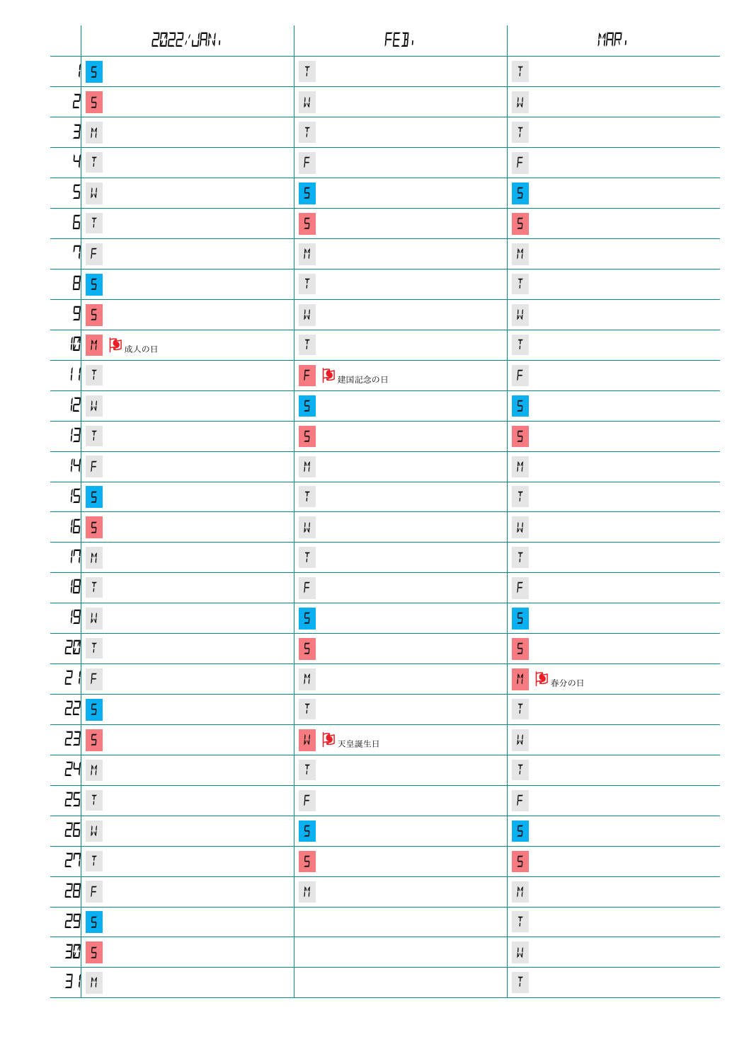|  | 2022/JAN. | FEB. | MAR. |
|---|---|---|---|
| 1 | S | T | T |
| 2 | S | W | W |
| 3 | M | T | T |
| 4 | T | F | F |
| 5 | W | S | S |
| 6 | T | S | S |
| 7 | F | M | M |
| 8 | S | T | T |
| 9 | S | W | W |
| 10 | M 成人の日 | T | T |
| 11 | T | F 建国記念の日 | F |
| 12 | W | S | S |
| 13 | T | S | S |
| 14 | F | M | M |
| 15 | S | T | T |
| 16 | S | W | W |
| 17 | M | T | T |
| 18 | T | F | F |
| 19 | W | S | S |
| 20 | T | S | S |
| 21 | F | M | M 春分の日 |
| 22 | S | T | T |
| 23 | S | W 天皇誕生日 | W |
| 24 | M | T | T |
| 25 | T | F | F |
| 26 | W | S | S |
| 27 | T | S | S |
| 28 | F | M | M |
| 29 | S |  | T |
| 30 | S |  | W |
| 31 | M |  | T |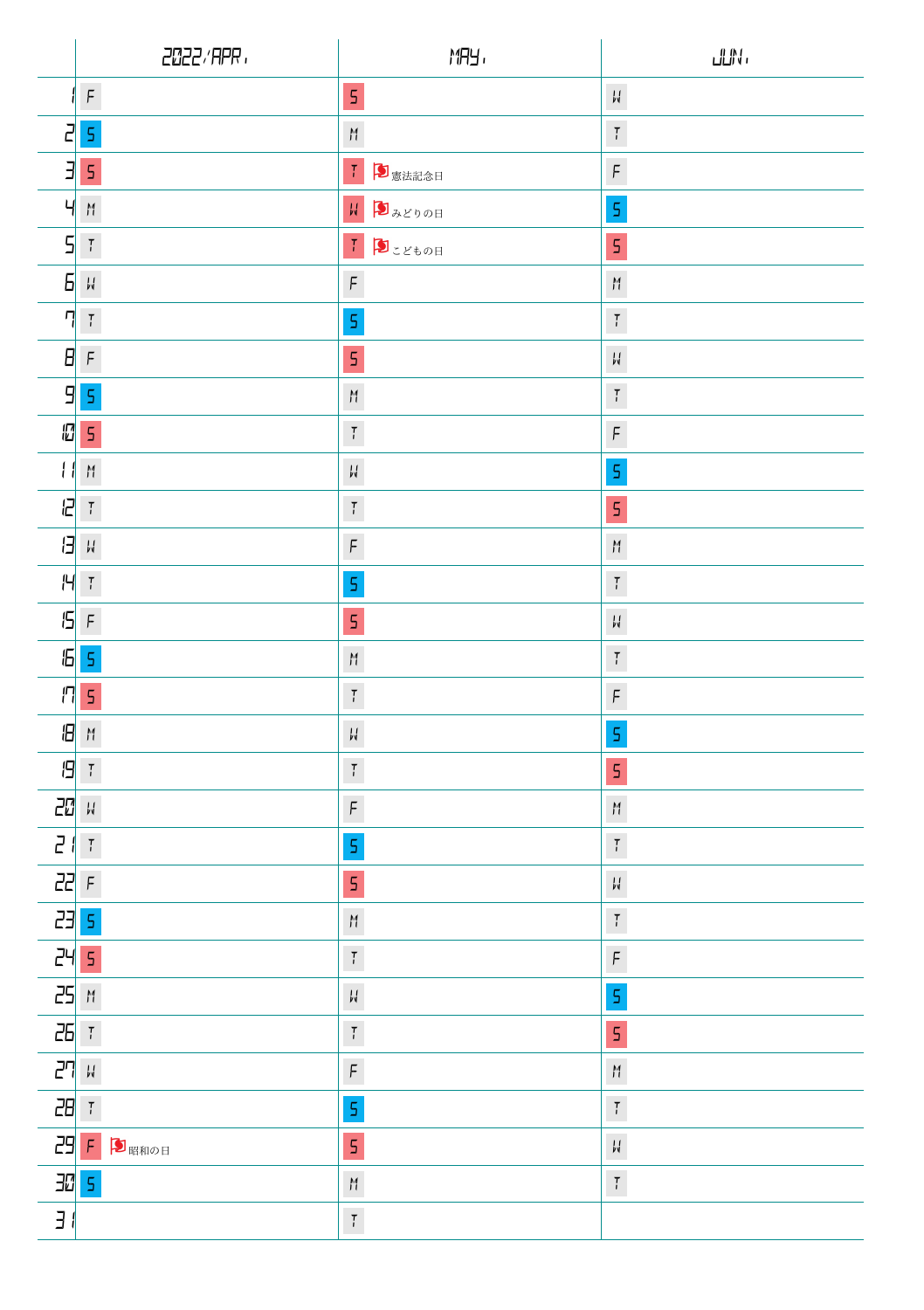|  | 2022/APR. | MAY. | JUN. |
|---|---|---|---|
| 1 | F | S | W |
| 2 | S | M | T |
| 3 | S | T 憲法記念日 | F |
| 4 | M | W みどりの日 | S |
| 5 | T | T こどもの日 | S |
| 6 | W | F | M |
| 7 | T | S | T |
| 8 | F | S | W |
| 9 | S | M | T |
| 10 | S | T | F |
| 11 | M | W | S |
| 12 | T | T | S |
| 13 | W | F | M |
| 14 | T | S | T |
| 15 | F | S | W |
| 16 | S | M | T |
| 17 | S | T | F |
| 18 | M | W | S |
| 19 | T | T | S |
| 20 | W | F | M |
| 21 | T | S | T |
| 22 | F | S | W |
| 23 | S | M | T |
| 24 | S | T | F |
| 25 | M | W | S |
| 26 | T | T | S |
| 27 | W | F | M |
| 28 | T | S | T |
| 29 | F 昭和の日 | S | W |
| 30 | S | M | T |
| 31 |  | T |  |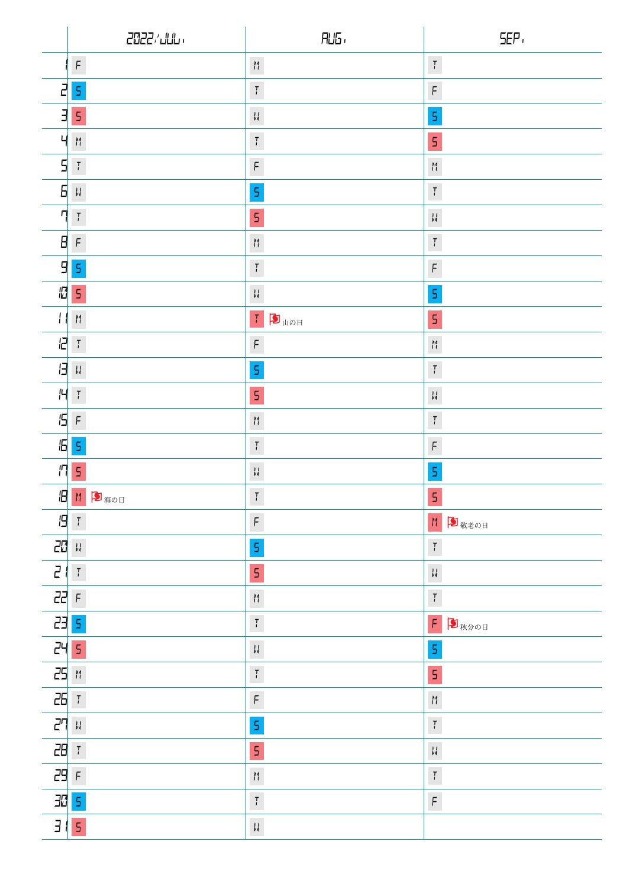|  | 2022/JUL. | AUG. | SEP. |
|---|---|---|---|
| 1 | F | M | T |
| 2 | S | T | F |
| 3 | S | W | S |
| 4 | M | T | S |
| 5 | T | F | M |
| 6 | W | S | T |
| 7 | T | S | W |
| 8 | F | M | T |
| 9 | S | T | F |
| 10 | S | W | S |
| 11 | M | T 山の日 | S |
| 12 | T | F | M |
| 13 | W | S | T |
| 14 | T | S | W |
| 15 | F | M | T |
| 16 | S | T | F |
| 17 | S | W | S |
| 18 | M 海の日 | T | S |
| 19 | T | F | M 敬老の日 |
| 20 | W | S | T |
| 21 | T | S | W |
| 22 | F | M | T |
| 23 | S | T | F 秋分の日 |
| 24 | S | W | S |
| 25 | M | T | S |
| 26 | T | F | M |
| 27 | W | S | T |
| 28 | T | S | W |
| 29 | F | M | T |
| 30 | S | T | F |
| 31 | S | W |  |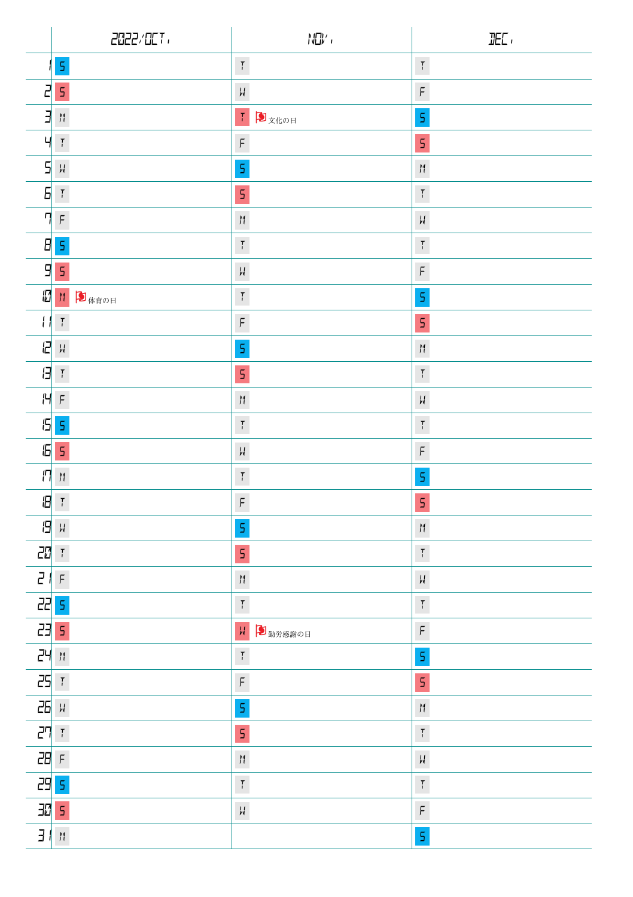| | 2022/OCT. | NOV. | DEC. |
|---|---|---|---|
| 1 | S | T | T |
| 2 | S | W | F |
| 3 | M | T 文化の日 | S |
| 4 | T | F | S |
| 5 | W | S | M |
| 6 | T | S | T |
| 7 | F | M | W |
| 8 | S | T | T |
| 9 | S | W | F |
| 10 | M 体育の日 | T | S |
| 11 | T | F | S |
| 12 | W | S | M |
| 13 | T | S | T |
| 14 | F | M | W |
| 15 | S | T | T |
| 16 | S | W | F |
| 17 | M | T | S |
| 18 | T | F | S |
| 19 | W | S | M |
| 20 | T | S | T |
| 21 | F | M | W |
| 22 | S | T | T |
| 23 | S | W 勤労感謝の日 | F |
| 24 | M | T | S |
| 25 | T | F | S |
| 26 | W | S | M |
| 27 | T | S | T |
| 28 | F | M | W |
| 29 | S | T | T |
| 30 | S | W | F |
| 31 | M | | S |